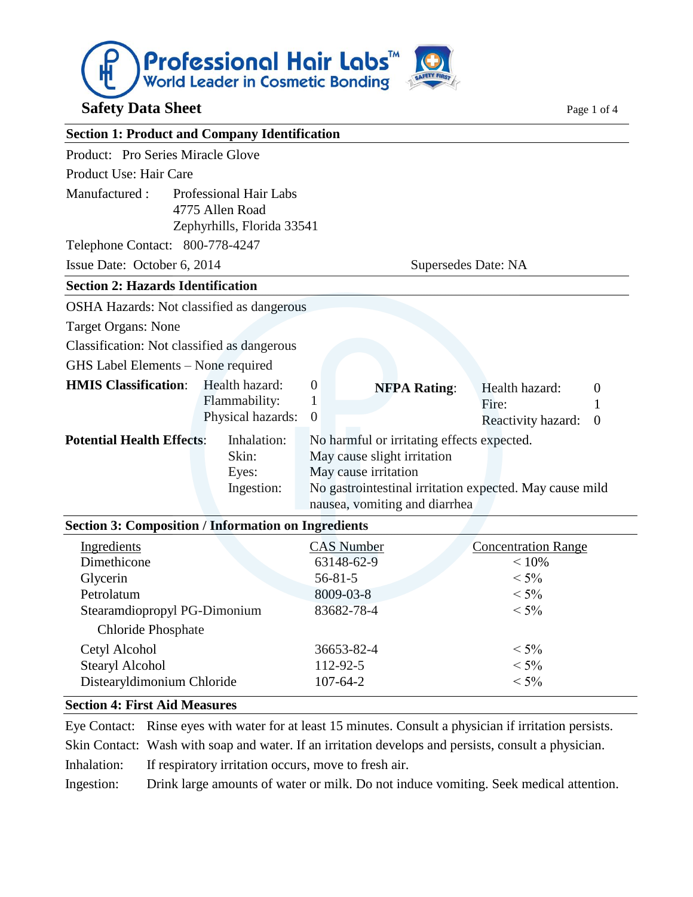**Professional Hair Labs™**
**World Leader in Cosmetic Bonding**

# Safety Data Sheet

## Section 1: Product and Company Identification

Product: Pro Series Miracle Glove

Product Use: Hair Care

Manufactured : Professional Hair Labs
4775 Allen Road
Zephyrhills, Florida 33541

Telephone Contact: 800-778-4247

Issue Date: October 6, 2014 Supersedes Date: NA

## Section 2: Hazards Identification

OSHA Hazards: Not classified as dangerous

Target Organs: None

Classification: Not classified as dangerous

GHS Label Elements – None required

**HMIS Classification**: Health hazard: 0; Flammability: 1; Physical hazards: 0

**NFPA Rating**: Health hazard: 0; Fire: 1; Reactivity hazard: 0

**Potential Health Effects**:

| | |
|---|---|
| Inhalation: | No harmful or irritating effects expected. |
| Skin: | May cause slight irritation |
| Eyes: | May cause irritation |
| Ingestion: | No gastrointestinal irritation expected. May cause mild nausea, vomiting and diarrhea |

## Section 3: Composition / Information on Ingredients

| Ingredients | CAS Number | Concentration Range |
|---|---|---|
| Dimethicone | 63148-62-9 | < 10% |
| Glycerin | 56-81-5 | < 5% |
| Petrolatum | 8009-03-8 | < 5% |
| Stearamdiopropyl PG-Dimonium Chloride Phosphate | 83682-78-4 | < 5% |
| Cetyl Alcohol | 36653-82-4 | < 5% |
| Stearyl Alcohol | 112-92-5 | < 5% |
| Distearyldimonium Chloride | 107-64-2 | < 5% |

## Section 4: First Aid Measures

Eye Contact: Rinse eyes with water for at least 15 minutes. Consult a physician if irritation persists.

Skin Contact: Wash with soap and water. If an irritation develops and persists, consult a physician.

Inhalation: If respiratory irritation occurs, move to fresh air.

Ingestion: Drink large amounts of water or milk. Do not induce vomiting. Seek medical attention.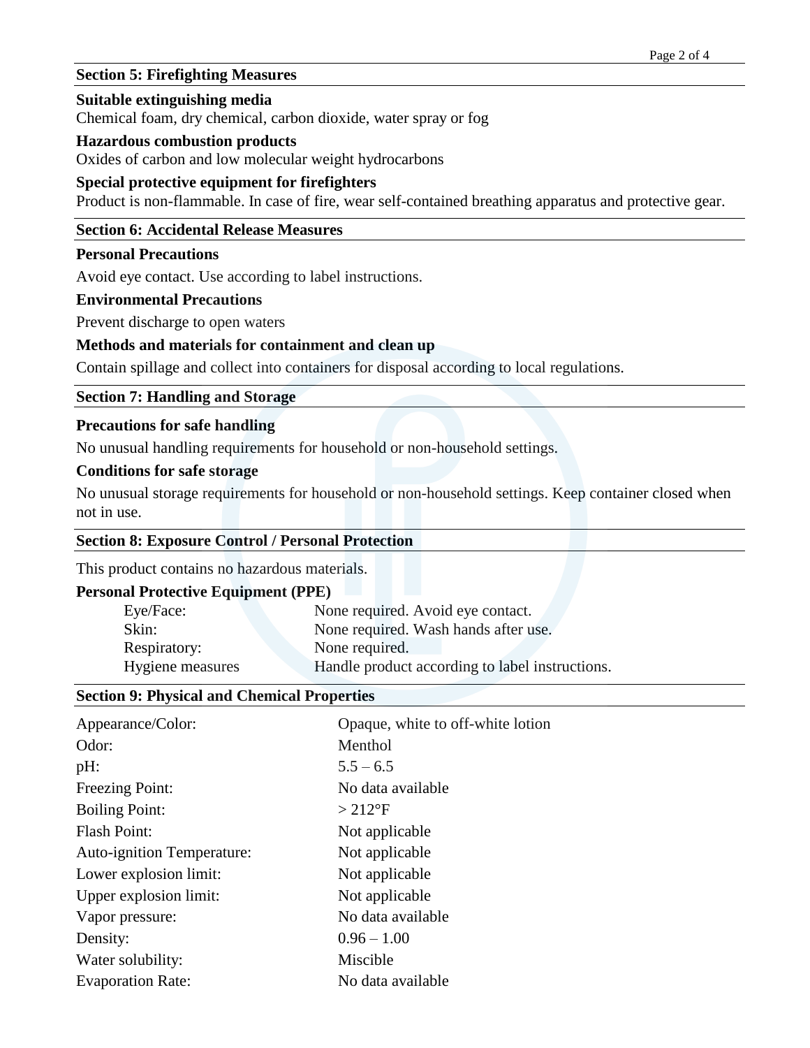## Section 5: Firefighting Measures

**Suitable extinguishing media**

Chemical foam, dry chemical, carbon dioxide, water spray or fog

**Hazardous combustion products**

Oxides of carbon and low molecular weight hydrocarbons

**Special protective equipment for firefighters**

Product is non-flammable. In case of fire, wear self-contained breathing apparatus and protective gear.

## Section 6: Accidental Release Measures

**Personal Precautions**

Avoid eye contact. Use according to label instructions.

**Environmental Precautions**

Prevent discharge to open waters

**Methods and materials for containment and clean up**

Contain spillage and collect into containers for disposal according to local regulations.

## Section 7: Handling and Storage

**Precautions for safe handling**

No unusual handling requirements for household or non-household settings.

**Conditions for safe storage**

No unusual storage requirements for household or non-household settings. Keep container closed when not in use.

## Section 8: Exposure Control / Personal Protection

This product contains no hazardous materials.

**Personal Protective Equipment (PPE)**

| | |
|---|---|
| Eye/Face: | None required. Avoid eye contact. |
| Skin: | None required. Wash hands after use. |
| Respiratory: | None required. |
| Hygiene measures | Handle product according to label instructions. |

## Section 9: Physical and Chemical Properties

| | |
|---|---|
| Appearance/Color: | Opaque, white to off-white lotion |
| Odor: | Menthol |
| pH: | 5.5 – 6.5 |
| Freezing Point: | No data available |
| Boiling Point: | > 212°F |
| Flash Point: | Not applicable |
| Auto-ignition Temperature: | Not applicable |
| Lower explosion limit: | Not applicable |
| Upper explosion limit: | Not applicable |
| Vapor pressure: | No data available |
| Density: | 0.96 – 1.00 |
| Water solubility: | Miscible |
| Evaporation Rate: | No data available |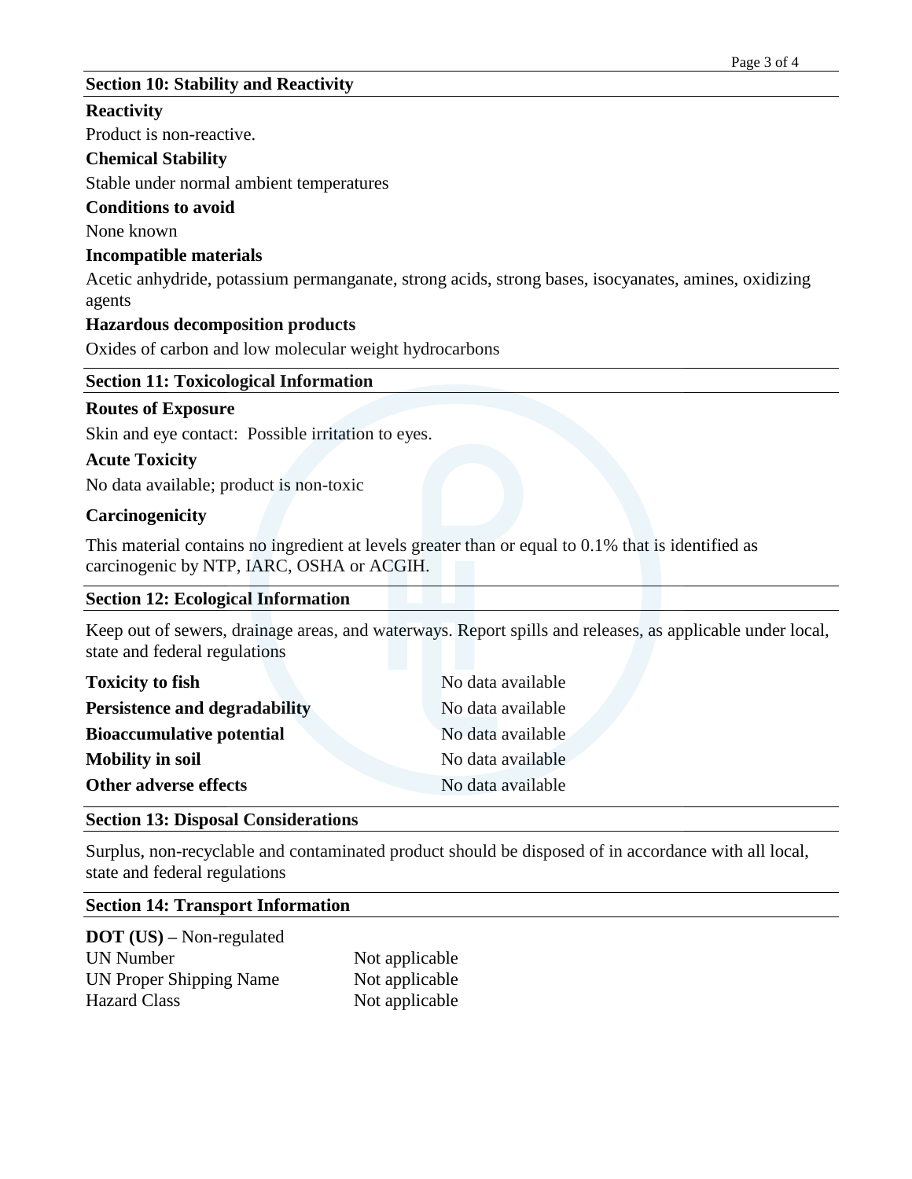## Section 10: Stability and Reactivity

**Reactivity**

Product is non-reactive.

**Chemical Stability**

Stable under normal ambient temperatures

**Conditions to avoid**

None known

**Incompatible materials**

Acetic anhydride, potassium permanganate, strong acids, strong bases, isocyanates, amines, oxidizing agents

**Hazardous decomposition products**

Oxides of carbon and low molecular weight hydrocarbons

## Section 11: Toxicological Information

**Routes of Exposure**

Skin and eye contact: Possible irritation to eyes.

**Acute Toxicity**

No data available; product is non-toxic

**Carcinogenicity**

This material contains no ingredient at levels greater than or equal to 0.1% that is identified as carcinogenic by NTP, IARC, OSHA or ACGIH.

## Section 12: Ecological Information

Keep out of sewers, drainage areas, and waterways. Report spills and releases, as applicable under local, state and federal regulations

| | |
|---|---|
| **Toxicity to fish** | No data available |
| **Persistence and degradability** | No data available |
| **Bioaccumulative potential** | No data available |
| **Mobility in soil** | No data available |
| **Other adverse effects** | No data available |

## Section 13: Disposal Considerations

Surplus, non-recyclable and contaminated product should be disposed of in accordance with all local, state and federal regulations

## Section 14: Transport Information

**DOT (US) –** Non-regulated

| | |
|---|---|
| UN Number | Not applicable |
| UN Proper Shipping Name | Not applicable |
| Hazard Class | Not applicable |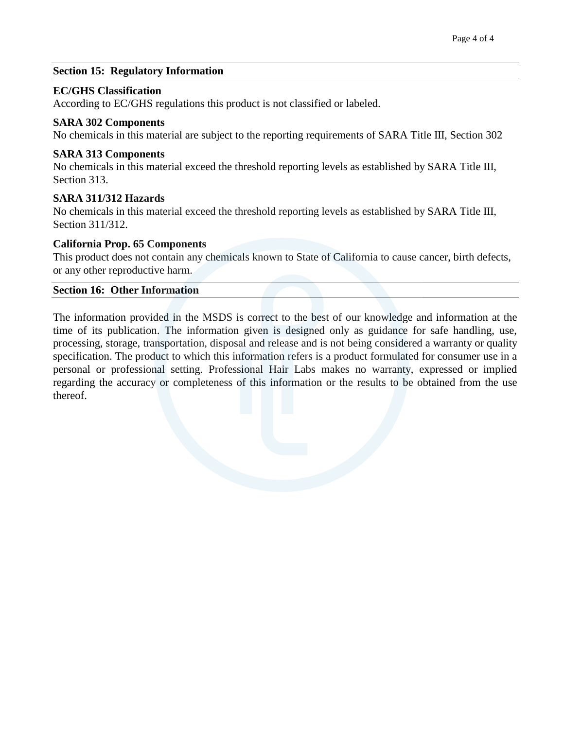## Section 15: Regulatory Information

**EC/GHS Classification**
According to EC/GHS regulations this product is not classified or labeled.

**SARA 302 Components**
No chemicals in this material are subject to the reporting requirements of SARA Title III, Section 302

**SARA 313 Components**
No chemicals in this material exceed the threshold reporting levels as established by SARA Title III, Section 313.

**SARA 311/312 Hazards**
No chemicals in this material exceed the threshold reporting levels as established by SARA Title III, Section 311/312.

**California Prop. 65 Components**
This product does not contain any chemicals known to State of California to cause cancer, birth defects, or any other reproductive harm.

## Section 16: Other Information

The information provided in the MSDS is correct to the best of our knowledge and information at the time of its publication. The information given is designed only as guidance for safe handling, use, processing, storage, transportation, disposal and release and is not being considered a warranty or quality specification. The product to which this information refers is a product formulated for consumer use in a personal or professional setting. Professional Hair Labs makes no warranty, expressed or implied regarding the accuracy or completeness of this information or the results to be obtained from the use thereof.